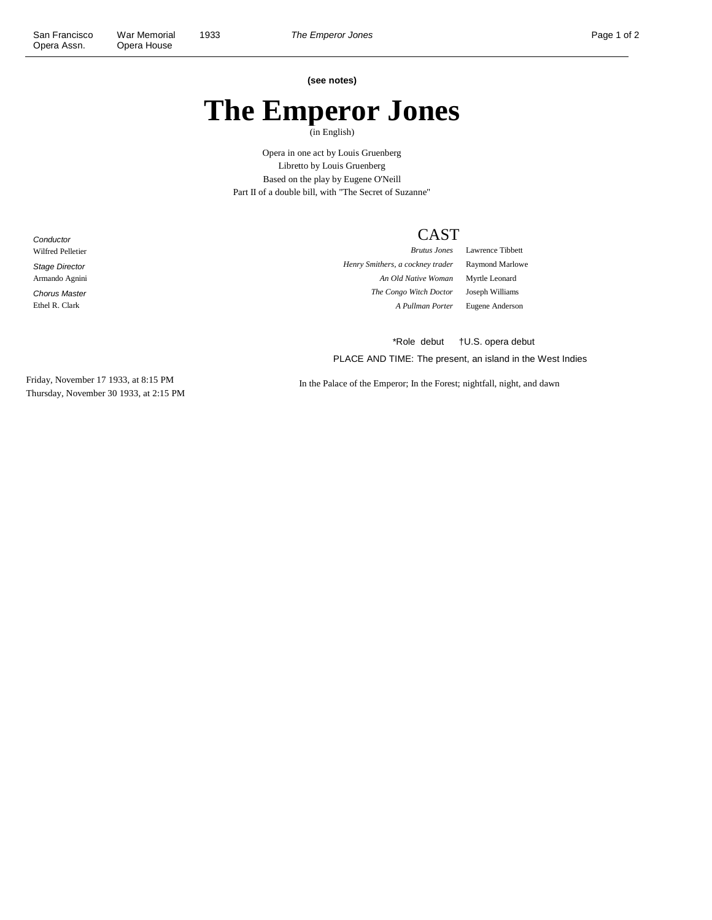**(see notes)**

# The Emperor Jones

(in English)

Opera in one act by Louis Gruenberg
Libretto by Louis Gruenberg
Based on the play by Eugene O'Neill
Part II of a double bill, with "The Secret of Suzanne"

*Conductor*
Wilfred Pelletier

*Stage Director*
Armando Agnini

*Chorus Master*
Ethel R. Clark

## CAST

| | |
|---|---|
| *Brutus Jones* | Lawrence Tibbett |
| *Henry Smithers, a cockney trader* | Raymond Marlowe |
| *An Old Native Woman* | Myrtle Leonard |
| *The Congo Witch Doctor* | Joseph Williams |
| *A Pullman Porter* | Eugene Anderson |

*Role debut †U.S. opera debut

PLACE AND TIME: The present, an island in the West Indies

In the Palace of the Emperor; In the Forest; nightfall, night, and dawn

Friday, November 17 1933, at 8:15 PM
Thursday, November 30 1933, at 2:15 PM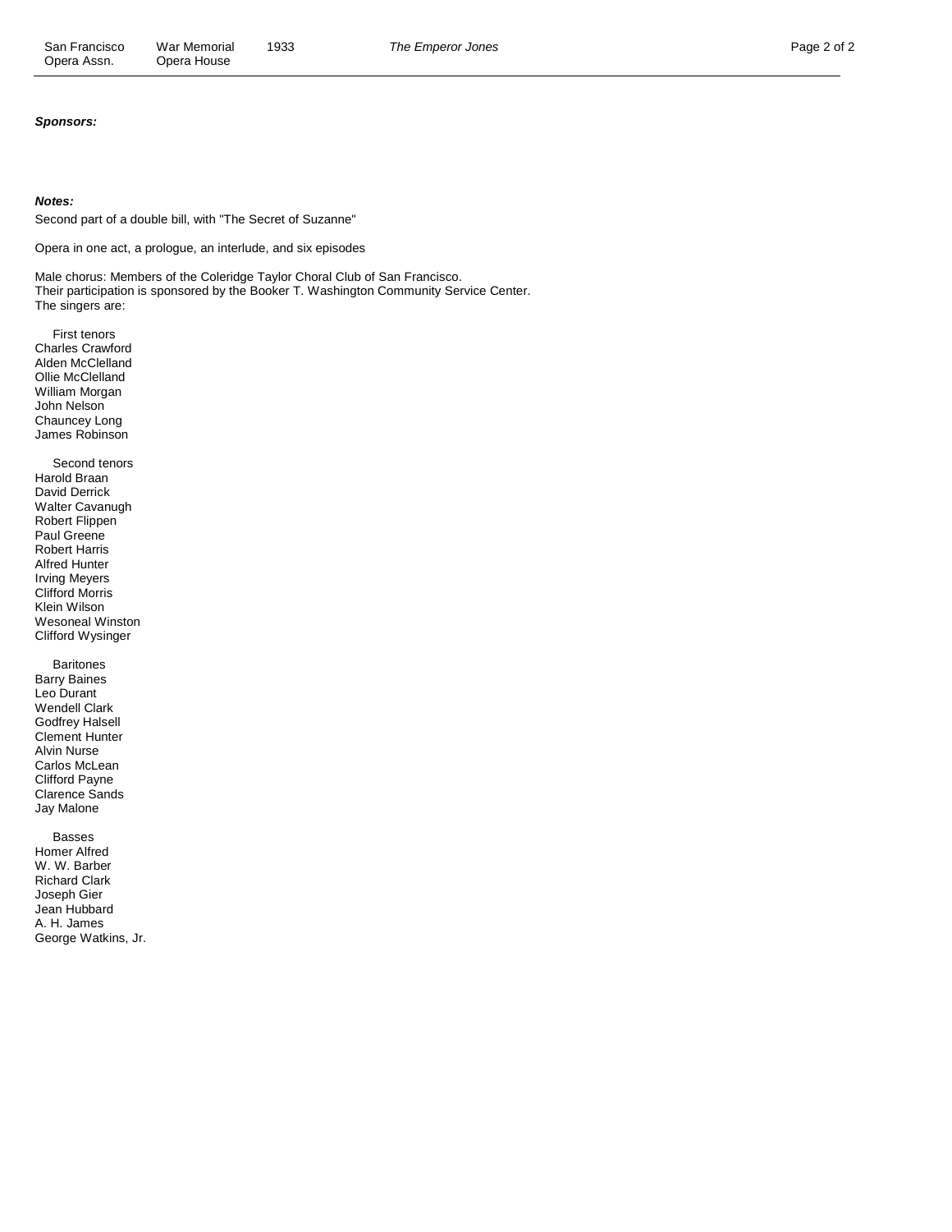***Sponsors:***

***Notes:***

Second part of a double bill, with "The Secret of Suzanne"

Opera in one act, a prologue, an interlude, and six episodes

Male chorus: Members of the Coleridge Taylor Choral Club of San Francisco.
Their participation is sponsored by the Booker T. Washington Community Service Center.
The singers are:

First tenors
Charles Crawford
Alden McClelland
Ollie McClelland
William Morgan
John Nelson
Chauncey Long
James Robinson

Second tenors
Harold Braan
David Derrick
Walter Cavanugh
Robert Flippen
Paul Greene
Robert Harris
Alfred Hunter
Irving Meyers
Clifford Morris
Klein Wilson
Wesoneal Winston
Clifford Wysinger

Baritones
Barry Baines
Leo Durant
Wendell Clark
Godfrey Halsell
Clement Hunter
Alvin Nurse
Carlos McLean
Clifford Payne
Clarence Sands
Jay Malone

Basses
Homer Alfred
W. W. Barber
Richard Clark
Joseph Gier
Jean Hubbard
A. H. James
George Watkins, Jr.